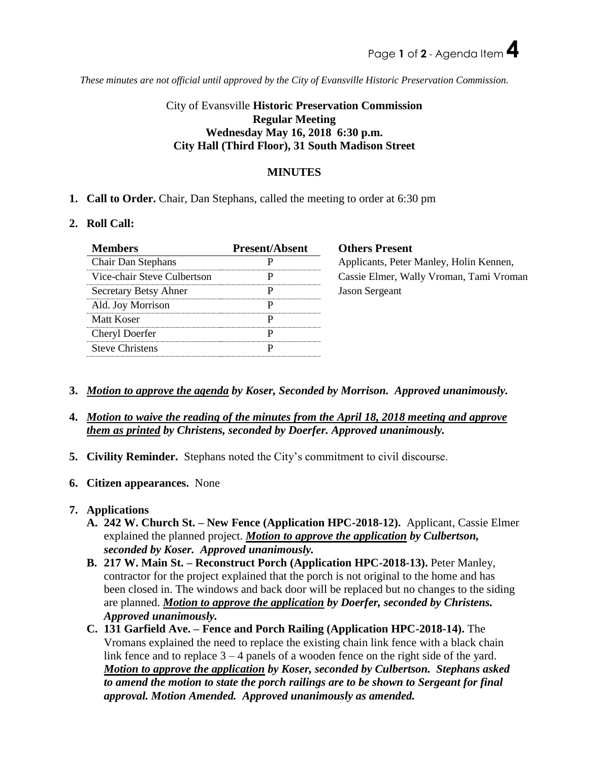*These minutes are not official until approved by the City of Evansville Historic Preservation Commission.*

City of Evansville **Historic Preservation Commission**
**Regular Meeting**
**Wednesday May 16, 2018 6:30 p.m.**
**City Hall (Third Floor), 31 South Madison Street**

## MINUTES

1. **Call to Order.** Chair, Dan Stephans, called the meeting to order at 6:30 pm

2. **Roll Call:**

| Members | Present/Absent |
|---|---|
| Chair Dan Stephans | P |
| Vice-chair Steve Culbertson | P |
| Secretary Betsy Ahner | P |
| Ald. Joy Morrison | P |
| Matt Koser | P |
| Cheryl Doerfer | P |
| Steve Christens | P |

**Others Present**
Applicants, Peter Manley, Holin Kennen, Cassie Elmer, Wally Vroman, Tami Vroman Jason Sergeant

3. ***Motion to approve the agenda by Koser, Seconded by Morrison. Approved unanimously.***

4. ***Motion to waive the reading of the minutes from the April 18, 2018 meeting and approve them as printed by Christens, seconded by Doerfer. Approved unanimously.***

5. **Civility Reminder.** Stephans noted the City's commitment to civil discourse.

6. **Citizen appearances.** None

7. **Applications**
   - **A. 242 W. Church St. – New Fence (Application HPC-2018-12).** Applicant, Cassie Elmer explained the planned project. ***Motion to approve the application by Culbertson, seconded by Koser. Approved unanimously.***
   - **B. 217 W. Main St. – Reconstruct Porch (Application HPC-2018-13).** Peter Manley, contractor for the project explained that the porch is not original to the home and has been closed in. The windows and back door will be replaced but no changes to the siding are planned. ***Motion to approve the application by Doerfer, seconded by Christens. Approved unanimously.***
   - **C. 131 Garfield Ave. – Fence and Porch Railing (Application HPC-2018-14).** The Vromans explained the need to replace the existing chain link fence with a black chain link fence and to replace 3 – 4 panels of a wooden fence on the right side of the yard. ***Motion to approve the application by Koser, seconded by Culbertson. Stephans asked to amend the motion to state the porch railings are to be shown to Sergeant for final approval. Motion Amended. Approved unanimously as amended.***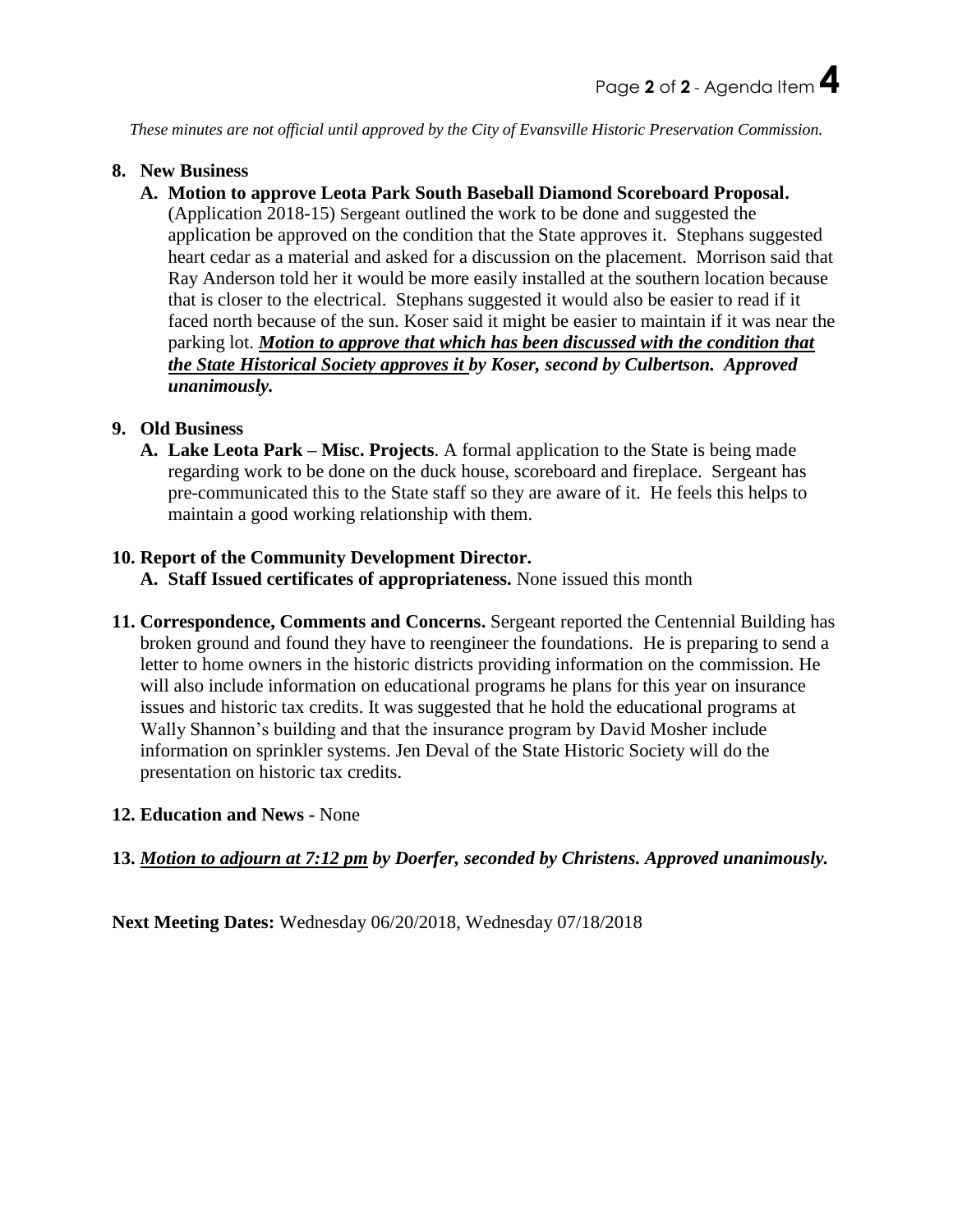*These minutes are not official until approved by the City of Evansville Historic Preservation Commission.*

**8. New Business**

**A. Motion to approve Leota Park South Baseball Diamond Scoreboard Proposal.** (Application 2018-15) Sergeant outlined the work to be done and suggested the application be approved on the condition that the State approves it. Stephans suggested heart cedar as a material and asked for a discussion on the placement. Morrison said that Ray Anderson told her it would be more easily installed at the southern location because that is closer to the electrical. Stephans suggested it would also be easier to read if it faced north because of the sun. Koser said it might be easier to maintain if it was near the parking lot. ***Motion to approve that which has been discussed with the condition that the State Historical Society approves it by Koser, second by Culbertson. Approved unanimously.***

**9. Old Business**

**A. Lake Leota Park – Misc. Projects**. A formal application to the State is being made regarding work to be done on the duck house, scoreboard and fireplace. Sergeant has pre-communicated this to the State staff so they are aware of it. He feels this helps to maintain a good working relationship with them.

**10. Report of the Community Development Director.**

**A. Staff Issued certificates of appropriateness.** None issued this month

**11. Correspondence, Comments and Concerns.** Sergeant reported the Centennial Building has broken ground and found they have to reengineer the foundations. He is preparing to send a letter to home owners in the historic districts providing information on the commission. He will also include information on educational programs he plans for this year on insurance issues and historic tax credits. It was suggested that he hold the educational programs at Wally Shannon's building and that the insurance program by David Mosher include information on sprinkler systems. Jen Deval of the State Historic Society will do the presentation on historic tax credits.

**12. Education and News -** None

**13. *Motion to adjourn at 7:12 pm by Doerfer, seconded by Christens. Approved unanimously.***

**Next Meeting Dates:** Wednesday 06/20/2018, Wednesday 07/18/2018